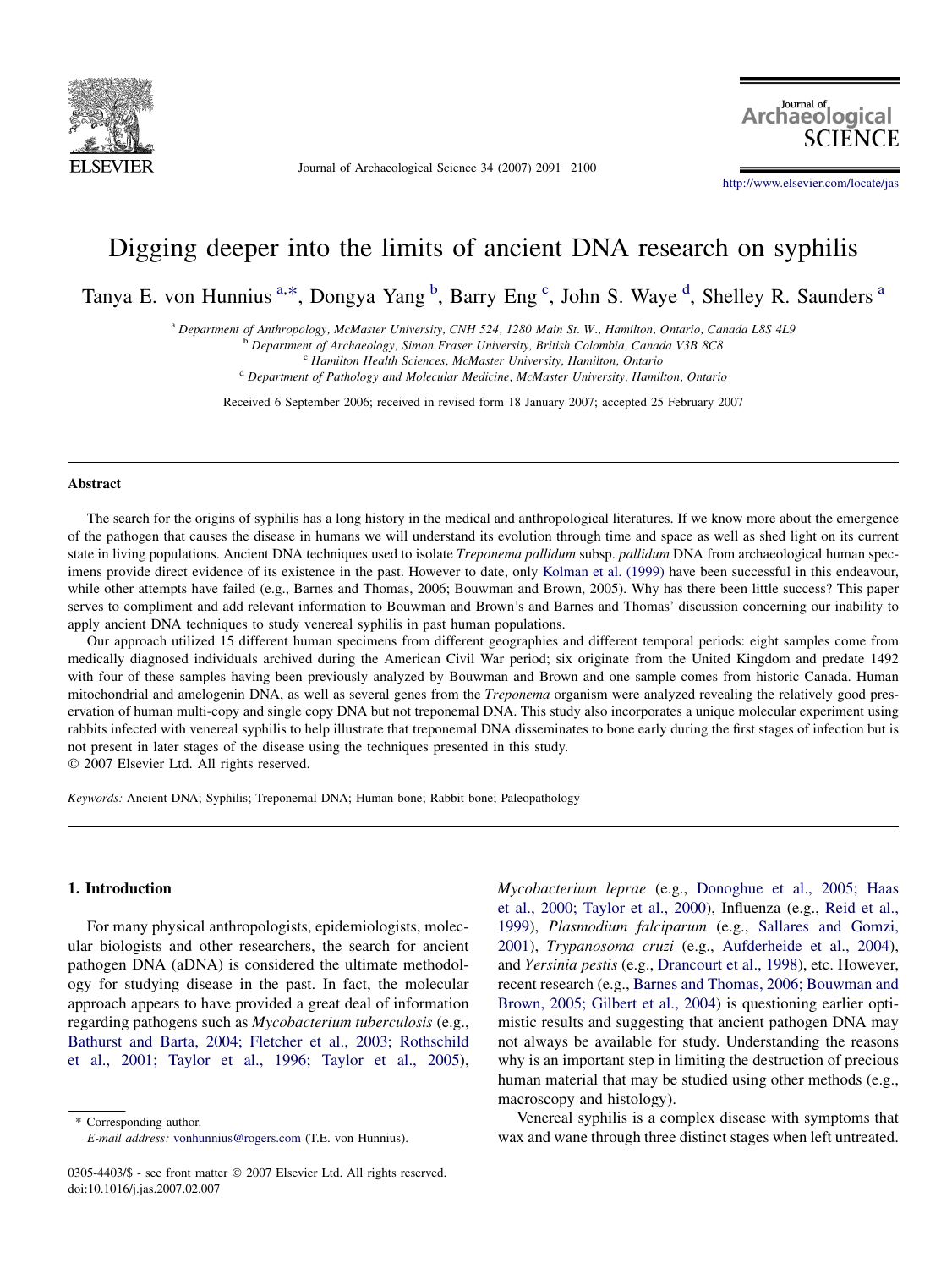# Digging deeper into the limits of ancient DNA research on syphilis

Tanya E. von Hunnius [a,*], Dongya Yang [b], Barry Eng [c], John S. Waye [d], Shelley R. Saunders [a]

[a] Department of Anthropology, McMaster University, CNH 524, 1280 Main St. W., Hamilton, Ontario, Canada L8S 4L9
[b] Department of Archaeology, Simon Fraser University, British Colombia, Canada V3B 8C8
[c] Hamilton Health Sciences, McMaster University, Hamilton, Ontario
[d] Department of Pathology and Molecular Medicine, McMaster University, Hamilton, Ontario

Received 6 September 2006; received in revised form 18 January 2007; accepted 25 February 2007

## Abstract

The search for the origins of syphilis has a long history in the medical and anthropological literatures. If we know more about the emergence of the pathogen that causes the disease in humans we will understand its evolution through time and space as well as shed light on its current state in living populations. Ancient DNA techniques used to isolate *Treponema pallidum* subsp. *pallidum* DNA from archaeological human specimens provide direct evidence of its existence in the past. However to date, only Kolman et al. (1999) have been successful in this endeavour, while other attempts have failed (e.g., Barnes and Thomas, 2006; Bouwman and Brown, 2005). Why has there been little success? This paper serves to compliment and add relevant information to Bouwman and Brown's and Barnes and Thomas' discussion concerning our inability to apply ancient DNA techniques to study venereal syphilis in past human populations.

Our approach utilized 15 different human specimens from different geographies and different temporal periods: eight samples come from medically diagnosed individuals archived during the American Civil War period; six originate from the United Kingdom and predate 1492 with four of these samples having been previously analyzed by Bouwman and Brown and one sample comes from historic Canada. Human mitochondrial and amelogenin DNA, as well as several genes from the *Treponema* organism were analyzed revealing the relatively good preservation of human multi-copy and single copy DNA but not treponemal DNA. This study also incorporates a unique molecular experiment using rabbits infected with venereal syphilis to help illustrate that treponemal DNA disseminates to bone early during the first stages of infection but is not present in later stages of the disease using the techniques presented in this study.

© 2007 Elsevier Ltd. All rights reserved.

*Keywords:* Ancient DNA; Syphilis; Treponemal DNA; Human bone; Rabbit bone; Paleopathology

## 1. Introduction

For many physical anthropologists, epidemiologists, molecular biologists and other researchers, the search for ancient pathogen DNA (aDNA) is considered the ultimate methodology for studying disease in the past. In fact, the molecular approach appears to have provided a great deal of information regarding pathogens such as *Mycobacterium tuberculosis* (e.g., Bathurst and Barta, 2004; Fletcher et al., 2003; Rothschild et al., 2001; Taylor et al., 1996; Taylor et al., 2005), *Mycobacterium leprae* (e.g., Donoghue et al., 2005; Haas et al., 2000; Taylor et al., 2000), Influenza (e.g., Reid et al., 1999), *Plasmodium falciparum* (e.g., Sallares and Gomzi, 2001), *Trypanosoma cruzi* (e.g., Aufderheide et al., 2004), and *Yersinia pestis* (e.g., Drancourt et al., 1998), etc. However, recent research (e.g., Barnes and Thomas, 2006; Bouwman and Brown, 2005; Gilbert et al., 2004) is questioning earlier optimistic results and suggesting that ancient pathogen DNA may not always be available for study. Understanding the reasons why is an important step in limiting the destruction of precious human material that may be studied using other methods (e.g., macroscopy and histology).

Venereal syphilis is a complex disease with symptoms that wax and wane through three distinct stages when left untreated.

\* Corresponding author.
E-mail address: vonhunnius@rogers.com (T.E. von Hunnius).

0305-4403/$ - see front matter © 2007 Elsevier Ltd. All rights reserved.
doi:10.1016/j.jas.2007.02.007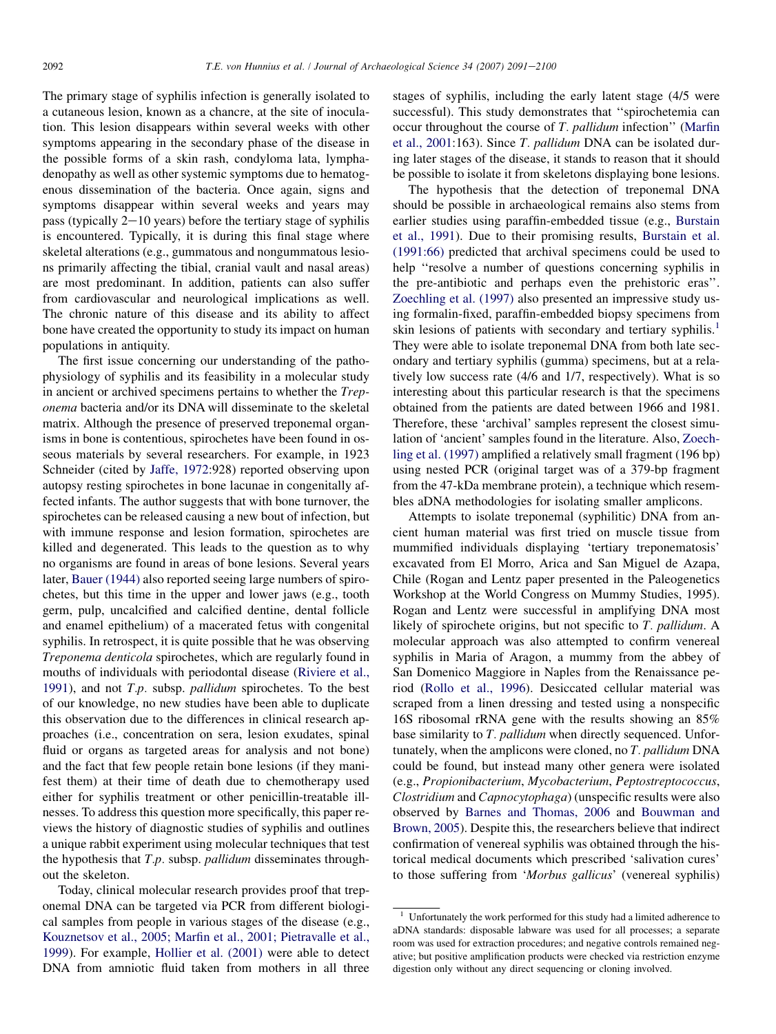The primary stage of syphilis infection is generally isolated to a cutaneous lesion, known as a chancre, at the site of inoculation. This lesion disappears within several weeks with other symptoms appearing in the secondary phase of the disease in the possible forms of a skin rash, condyloma lata, lymphadenopathy as well as other systemic symptoms due to hematogenous dissemination of the bacteria. Once again, signs and symptoms disappear within several weeks and years may pass (typically 2–10 years) before the tertiary stage of syphilis is encountered. Typically, it is during this final stage where skeletal alterations (e.g., gummatous and nongummatous lesions primarily affecting the tibial, cranial vault and nasal areas) are most predominant. In addition, patients can also suffer from cardiovascular and neurological implications as well. The chronic nature of this disease and its ability to affect bone have created the opportunity to study its impact on human populations in antiquity.

The first issue concerning our understanding of the pathophysiology of syphilis and its feasibility in a molecular study in ancient or archived specimens pertains to whether the *Treponema* bacteria and/or its DNA will disseminate to the skeletal matrix. Although the presence of preserved treponemal organisms in bone is contentious, spirochetes have been found in osseous materials by several researchers. For example, in 1923 Schneider (cited by Jaffe, 1972:928) reported observing upon autopsy resting spirochetes in bone lacunae in congenitally affected infants. The author suggests that with bone turnover, the spirochetes can be released causing a new bout of infection, but with immune response and lesion formation, spirochetes are killed and degenerated. This leads to the question as to why no organisms are found in areas of bone lesions. Several years later, Bauer (1944) also reported seeing large numbers of spirochetes, but this time in the upper and lower jaws (e.g., tooth germ, pulp, uncalcified and calcified dentine, dental follicle and enamel epithelium) of a macerated fetus with congenital syphilis. In retrospect, it is quite possible that he was observing *Treponema denticola* spirochetes, which are regularly found in mouths of individuals with periodontal disease (Riviere et al., 1991), and not *T.p.* subsp. *pallidum* spirochetes. To the best of our knowledge, no new studies have been able to duplicate this observation due to the differences in clinical research approaches (i.e., concentration on sera, lesion exudates, spinal fluid or organs as targeted areas for analysis and not bone) and the fact that few people retain bone lesions (if they manifest them) at their time of death due to chemotherapy used either for syphilis treatment or other penicillin-treatable illnesses. To address this question more specifically, this paper reviews the history of diagnostic studies of syphilis and outlines a unique rabbit experiment using molecular techniques that test the hypothesis that *T.p.* subsp. *pallidum* disseminates throughout the skeleton.

Today, clinical molecular research provides proof that treponemal DNA can be targeted via PCR from different biological samples from people in various stages of the disease (e.g., Kouznetsov et al., 2005; Marfin et al., 2001; Pietravalle et al., 1999). For example, Hollier et al. (2001) were able to detect DNA from amniotic fluid taken from mothers in all three stages of syphilis, including the early latent stage (4/5 were successful). This study demonstrates that "spirochetemia can occur throughout the course of *T. pallidum* infection" (Marfin et al., 2001:163). Since *T. pallidum* DNA can be isolated during later stages of the disease, it stands to reason that it should be possible to isolate it from skeletons displaying bone lesions.

The hypothesis that the detection of treponemal DNA should be possible in archaeological remains also stems from earlier studies using paraffin-embedded tissue (e.g., Burstain et al., 1991). Due to their promising results, Burstain et al. (1991:66) predicted that archival specimens could be used to help "resolve a number of questions concerning syphilis in the pre-antibiotic and perhaps even the prehistoric eras". Zoechling et al. (1997) also presented an impressive study using formalin-fixed, paraffin-embedded biopsy specimens from skin lesions of patients with secondary and tertiary syphilis.[1] They were able to isolate treponemal DNA from both late secondary and tertiary syphilis (gumma) specimens, but at a relatively low success rate (4/6 and 1/7, respectively). What is so interesting about this particular research is that the specimens obtained from the patients are dated between 1966 and 1981. Therefore, these 'archival' samples represent the closest simulation of 'ancient' samples found in the literature. Also, Zoechling et al. (1997) amplified a relatively small fragment (196 bp) using nested PCR (original target was of a 379-bp fragment from the 47-kDa membrane protein), a technique which resembles aDNA methodologies for isolating smaller amplicons.

Attempts to isolate treponemal (syphilitic) DNA from ancient human material was first tried on muscle tissue from mummified individuals displaying 'tertiary treponematosis' excavated from El Morro, Arica and San Miguel de Azapa, Chile (Rogan and Lentz paper presented in the Paleogenetics Workshop at the World Congress on Mummy Studies, 1995). Rogan and Lentz were successful in amplifying DNA most likely of spirochete origins, but not specific to *T. pallidum*. A molecular approach was also attempted to confirm venereal syphilis in Maria of Aragon, a mummy from the abbey of San Domenico Maggiore in Naples from the Renaissance period (Rollo et al., 1996). Desiccated cellular material was scraped from a linen dressing and tested using a nonspecific 16S ribosomal rRNA gene with the results showing an 85% base similarity to *T. pallidum* when directly sequenced. Unfortunately, when the amplicons were cloned, no *T. pallidum* DNA could be found, but instead many other genera were isolated (e.g., *Propionibacterium*, *Mycobacterium*, *Peptostreptococcus*, *Clostridium* and *Capnocytophaga*) (unspecific results were also observed by Barnes and Thomas, 2006 and Bouwman and Brown, 2005). Despite this, the researchers believe that indirect confirmation of venereal syphilis was obtained through the historical medical documents which prescribed 'salivation cures' to those suffering from '*Morbus gallicus*' (venereal syphilis)

[1] Unfortunately the work performed for this study had a limited adherence to aDNA standards: disposable labware was used for all processes; a separate room was used for extraction procedures; and negative controls remained negative; but positive amplification products were checked via restriction enzyme digestion only without any direct sequencing or cloning involved.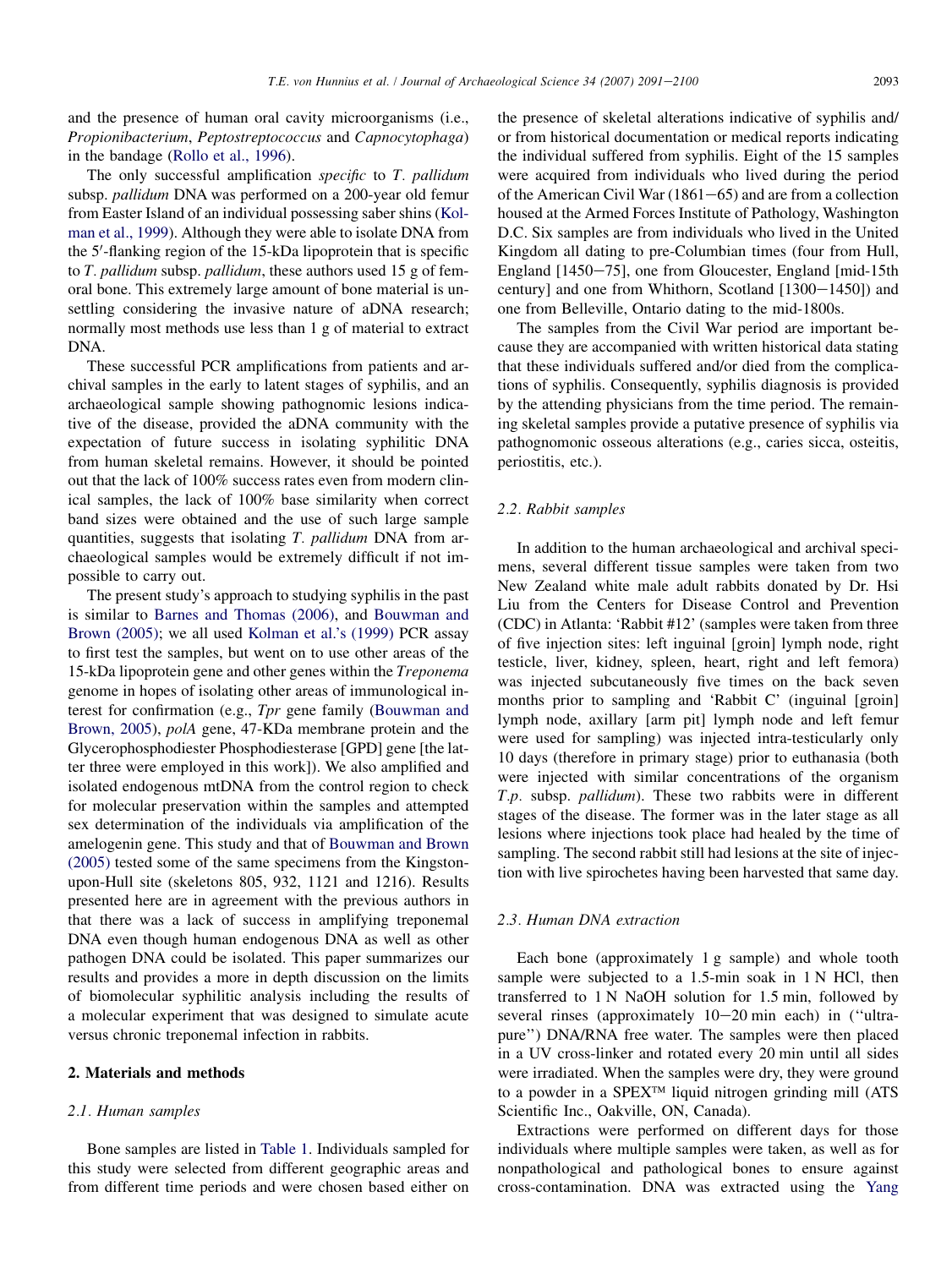and the presence of human oral cavity microorganisms (i.e., *Propionibacterium*, *Peptostreptococcus* and *Capnocytophaga*) in the bandage (Rollo et al., 1996).

The only successful amplification *specific* to *T. pallidum* subsp. *pallidum* DNA was performed on a 200-year old femur from Easter Island of an individual possessing saber shins (Kolman et al., 1999). Although they were able to isolate DNA from the 5′-flanking region of the 15-kDa lipoprotein that is specific to *T. pallidum* subsp. *pallidum*, these authors used 15 g of femoral bone. This extremely large amount of bone material is unsettling considering the invasive nature of aDNA research; normally most methods use less than 1 g of material to extract DNA.

These successful PCR amplifications from patients and archival samples in the early to latent stages of syphilis, and an archaeological sample showing pathognomic lesions indicative of the disease, provided the aDNA community with the expectation of future success in isolating syphilitic DNA from human skeletal remains. However, it should be pointed out that the lack of 100% success rates even from modern clinical samples, the lack of 100% base similarity when correct band sizes were obtained and the use of such large sample quantities, suggests that isolating *T. pallidum* DNA from archaeological samples would be extremely difficult if not impossible to carry out.

The present study's approach to studying syphilis in the past is similar to Barnes and Thomas (2006), and Bouwman and Brown (2005); we all used Kolman et al.'s (1999) PCR assay to first test the samples, but went on to use other areas of the 15-kDa lipoprotein gene and other genes within the *Treponema* genome in hopes of isolating other areas of immunological interest for confirmation (e.g., *Tpr* gene family (Bouwman and Brown, 2005), *polA* gene, 47-KDa membrane protein and the Glycerophosphodiester Phosphodiesterase [GPD] gene [the latter three were employed in this work]). We also amplified and isolated endogenous mtDNA from the control region to check for molecular preservation within the samples and attempted sex determination of the individuals via amplification of the amelogenin gene. This study and that of Bouwman and Brown (2005) tested some of the same specimens from the Kingston-upon-Hull site (skeletons 805, 932, 1121 and 1216). Results presented here are in agreement with the previous authors in that there was a lack of success in amplifying treponemal DNA even though human endogenous DNA as well as other pathogen DNA could be isolated. This paper summarizes our results and provides a more in depth discussion on the limits of biomolecular syphilitic analysis including the results of a molecular experiment that was designed to simulate acute versus chronic treponemal infection in rabbits.

## 2. Materials and methods

### 2.1. Human samples

Bone samples are listed in Table 1. Individuals sampled for this study were selected from different geographic areas and from different time periods and were chosen based either on the presence of skeletal alterations indicative of syphilis and/or from historical documentation or medical reports indicating the individual suffered from syphilis. Eight of the 15 samples were acquired from individuals who lived during the period of the American Civil War (1861–65) and are from a collection housed at the Armed Forces Institute of Pathology, Washington D.C. Six samples are from individuals who lived in the United Kingdom all dating to pre-Columbian times (four from Hull, England [1450–75], one from Gloucester, England [mid-15th century] and one from Whithorn, Scotland [1300–1450]) and one from Belleville, Ontario dating to the mid-1800s.

The samples from the Civil War period are important because they are accompanied with written historical data stating that these individuals suffered and/or died from the complications of syphilis. Consequently, syphilis diagnosis is provided by the attending physicians from the time period. The remaining skeletal samples provide a putative presence of syphilis via pathognomonic osseous alterations (e.g., caries sicca, osteitis, periostitis, etc.).

### 2.2. Rabbit samples

In addition to the human archaeological and archival specimens, several different tissue samples were taken from two New Zealand white male adult rabbits donated by Dr. Hsi Liu from the Centers for Disease Control and Prevention (CDC) in Atlanta: 'Rabbit #12' (samples were taken from three of five injection sites: left inguinal [groin] lymph node, right testicle, liver, kidney, spleen, heart, right and left femora) was injected subcutaneously five times on the back seven months prior to sampling and 'Rabbit C' (inguinal [groin] lymph node, axillary [arm pit] lymph node and left femur were used for sampling) was injected intra-testicularly only 10 days (therefore in primary stage) prior to euthanasia (both were injected with similar concentrations of the organism *T.p.* subsp. *pallidum*). These two rabbits were in different stages of the disease. The former was in the later stage as all lesions where injections took place had healed by the time of sampling. The second rabbit still had lesions at the site of injection with live spirochetes having been harvested that same day.

### 2.3. Human DNA extraction

Each bone (approximately 1 g sample) and whole tooth sample were subjected to a 1.5-min soak in 1 N HCl, then transferred to 1 N NaOH solution for 1.5 min, followed by several rinses (approximately 10–20 min each) in ("ultrapure") DNA/RNA free water. The samples were then placed in a UV cross-linker and rotated every 20 min until all sides were irradiated. When the samples were dry, they were ground to a powder in a SPEX™ liquid nitrogen grinding mill (ATS Scientific Inc., Oakville, ON, Canada).

Extractions were performed on different days for those individuals where multiple samples were taken, as well as for nonpathological and pathological bones to ensure against cross-contamination. DNA was extracted using the Yang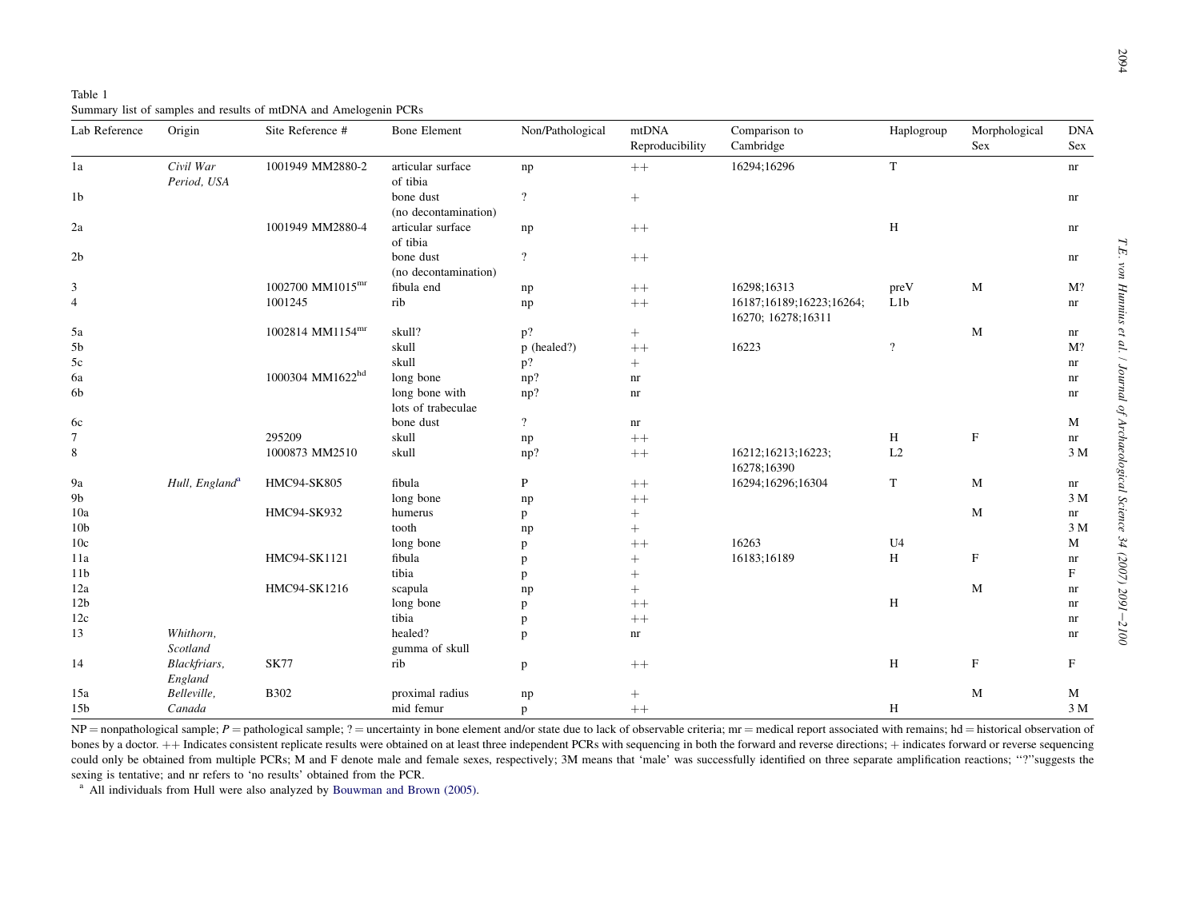Table 1
Summary list of samples and results of mtDNA and Amelogenin PCRs

| Lab Reference | Origin | Site Reference # | Bone Element | Non/Pathological | mtDNA Reproducibility | Comparison to Cambridge | Haplogroup | Morphological Sex | DNA Sex |
|---|---|---|---|---|---|---|---|---|---|
| 1a | *Civil War Period, USA* | 1001949 MM2880-2 | articular surface of tibia | np | ++ | 16294;16296 | T | | nr |
| 1b | | | bone dust (no decontamination) | ? | + | | | | nr |
| 2a | | 1001949 MM2880-4 | articular surface of tibia | np | ++ | | H | | nr |
| 2b | | | bone dust (no decontamination) | ? | ++ | | | | nr |
| 3 | | 1002700 MM1015[mr] | fibula end | np | ++ | 16298;16313 | preV | M | M? |
| 4 | | 1001245 | rib | np | ++ | 16187;16189;16223;16264; 16270; 16278;16311 | L1b | | nr |
| 5a | | 1002814 MM1154[mr] | skull? | p? | + | | | M | nr |
| 5b | | | skull | p (healed?) | ++ | 16223 | ? | | M? |
| 5c | | | skull | p? | + | | | | nr |
| 6a | | 1000304 MM1622[hd] | long bone | np? | nr | | | | nr |
| 6b | | | long bone with lots of trabeculae | np? | nr | | | | nr |
| 6c | | | bone dust | ? | nr | | | | M |
| 7 | | 295209 | skull | np | ++ | | H | F | nr |
| 8 | | 1000873 MM2510 | skull | np? | ++ | 16212;16213;16223; 16278;16390 | L2 | | 3 M |
| 9a | *Hull, England*[a] | HMC94-SK805 | fibula | P | ++ | 16294;16296;16304 | T | M | nr |
| 9b | | | long bone | np | ++ | | | | 3 M |
| 10a | | HMC94-SK932 | humerus | p | + | | | M | nr |
| 10b | | | tooth | np | + | | | | 3 M |
| 10c | | | long bone | p | ++ | 16263 | U4 | | M |
| 11a | | HMC94-SK1121 | fibula | p | + | 16183;16189 | H | F | nr |
| 11b | | | tibia | p | + | | | | F |
| 12a | | HMC94-SK1216 | scapula | np | + | | | M | nr |
| 12b | | | long bone | p | ++ | | H | | nr |
| 12c | | | tibia | p | ++ | | | | nr |
| 13 | *Whithorn, Scotland* | | healed? gumma of skull | p | nr | | | | nr |
| 14 | *Blackfriars, England* | SK77 | rib | p | ++ | | H | F | F |
| 15a | *Belleville,* | B302 | proximal radius | np | + | | | M | M |
| 15b | *Canada* | | mid femur | p | ++ | | H | | 3 M |

NP = nonpathological sample; *P* = pathological sample; ? = uncertainty in bone element and/or state due to lack of observable criteria; mr = medical report associated with remains; hd = historical observation of bones by a doctor. ++ Indicates consistent replicate results were obtained on at least three independent PCRs with sequencing in both the forward and reverse directions; + indicates forward or reverse sequencing could only be obtained from multiple PCRs; M and F denote male and female sexes, respectively; 3M means that 'male' was successfully identified on three separate amplification reactions; "?" suggests the sexing is tentative; and nr refers to 'no results' obtained from the PCR.

[a] All individuals from Hull were also analyzed by Bouwman and Brown (2005).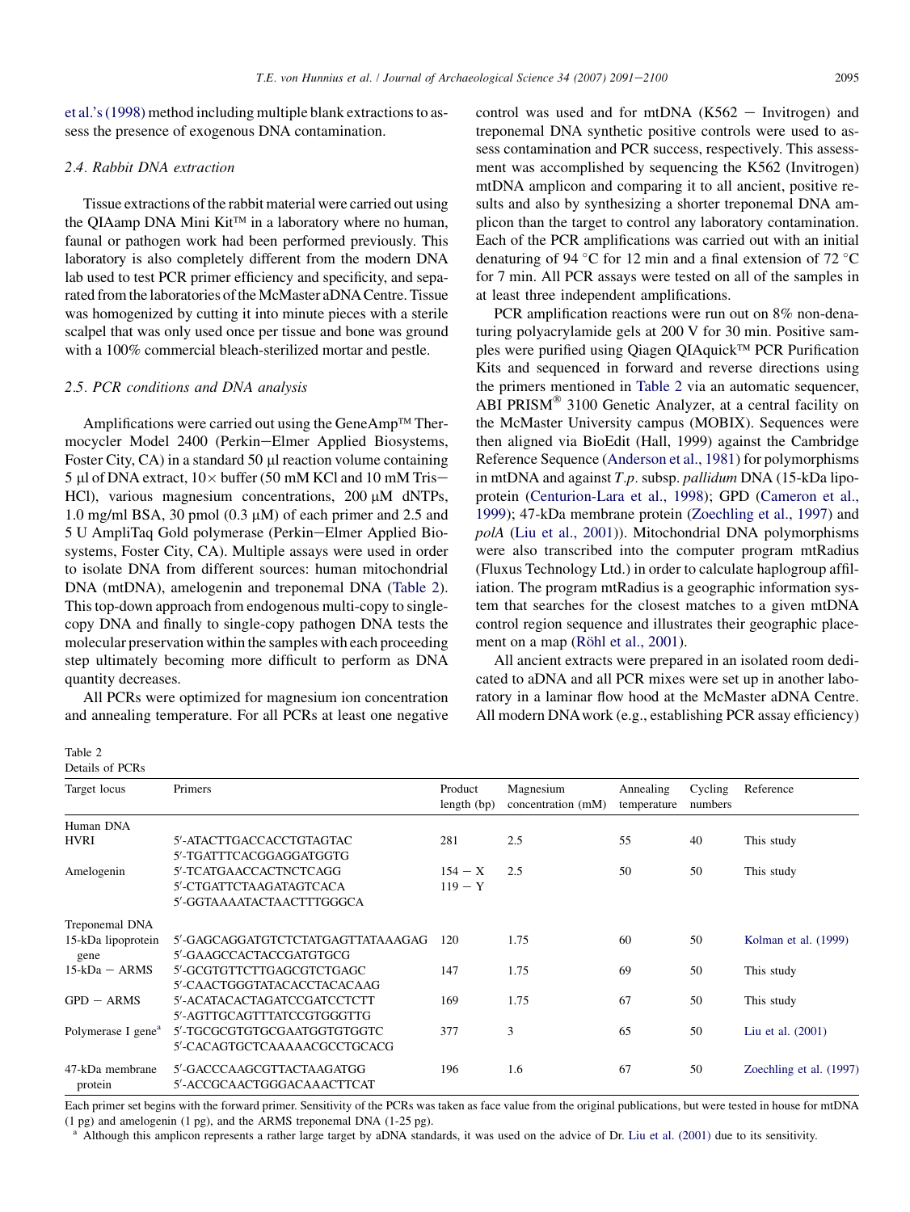et al.'s (1998) method including multiple blank extractions to assess the presence of exogenous DNA contamination.

### 2.4. Rabbit DNA extraction

Tissue extractions of the rabbit material were carried out using the QIAamp DNA Mini Kit™ in a laboratory where no human, faunal or pathogen work had been performed previously. This laboratory is also completely different from the modern DNA lab used to test PCR primer efficiency and specificity, and separated from the laboratories of the McMaster aDNA Centre. Tissue was homogenized by cutting it into minute pieces with a sterile scalpel that was only used once per tissue and bone was ground with a 100% commercial bleach-sterilized mortar and pestle.

### 2.5. PCR conditions and DNA analysis

Amplifications were carried out using the GeneAmp™ Thermocycler Model 2400 (Perkin–Elmer Applied Biosystems, Foster City, CA) in a standard 50 μl reaction volume containing 5 μl of DNA extract, 10× buffer (50 mM KCl and 10 mM Tris–HCl), various magnesium concentrations, 200 μM dNTPs, 1.0 mg/ml BSA, 30 pmol (0.3 μM) of each primer and 2.5 and 5 U AmpliTaq Gold polymerase (Perkin–Elmer Applied Biosystems, Foster City, CA). Multiple assays were used in order to isolate DNA from different sources: human mitochondrial DNA (mtDNA), amelogenin and treponemal DNA (Table 2). This top-down approach from endogenous multi-copy to single-copy DNA and finally to single-copy pathogen DNA tests the molecular preservation within the samples with each proceeding step ultimately becoming more difficult to perform as DNA quantity decreases.

All PCRs were optimized for magnesium ion concentration and annealing temperature. For all PCRs at least one negative control was used and for mtDNA (K562 – Invitrogen) and treponemal DNA synthetic positive controls were used to assess contamination and PCR success, respectively. This assessment was accomplished by sequencing the K562 (Invitrogen) mtDNA amplicon and comparing it to all ancient, positive results and also by synthesizing a shorter treponemal DNA amplicon than the target to control any laboratory contamination. Each of the PCR amplifications was carried out with an initial denaturing of 94 °C for 12 min and a final extension of 72 °C for 7 min. All PCR assays were tested on all of the samples in at least three independent amplifications.

PCR amplification reactions were run out on 8% non-denaturing polyacrylamide gels at 200 V for 30 min. Positive samples were purified using Qiagen QIAquick™ PCR Purification Kits and sequenced in forward and reverse directions using the primers mentioned in Table 2 via an automatic sequencer, ABI PRISM® 3100 Genetic Analyzer, at a central facility on the McMaster University campus (MOBIX). Sequences were then aligned via BioEdit (Hall, 1999) against the Cambridge Reference Sequence (Anderson et al., 1981) for polymorphisms in mtDNA and against *T.p.* subsp. *pallidum* DNA (15-kDa lipoprotein (Centurion-Lara et al., 1998); GPD (Cameron et al., 1999); 47-kDa membrane protein (Zoechling et al., 1997) and *polA* (Liu et al., 2001)). Mitochondrial DNA polymorphisms were also transcribed into the computer program mtRadius (Fluxus Technology Ltd.) in order to calculate haplogroup affiliation. The program mtRadius is a geographic information system that searches for the closest matches to a given mtDNA control region sequence and illustrates their geographic placement on a map (Röhl et al., 2001).

All ancient extracts were prepared in an isolated room dedicated to aDNA and all PCR mixes were set up in another laboratory in a laminar flow hood at the McMaster aDNA Centre. All modern DNA work (e.g., establishing PCR assay efficiency)

Table 2
Details of PCRs

| Target locus | Primers | Product length (bp) | Magnesium concentration (mM) | Annealing temperature | Cycling numbers | Reference |
|---|---|---|---|---|---|---|
| Human DNA | | | | | | |
| HVRI | 5′-ATACTTGACCACCTGTAGTAC<br>5′-TGATTTCACGGAGGATGGTG | 281 | 2.5 | 55 | 40 | This study |
| Amelogenin | 5′-TCATGAACCACTNCTCAGG<br>5′-CTGATTCTAAGATAGTCACA<br>5′-GGTAAAATACTAACTTTGGGCA | 154 – X<br>119 – Y | 2.5 | 50 | 50 | This study |
| Treponemal DNA | | | | | | |
| 15-kDa lipoprotein gene | 5′-GAGCAGGATGTCTCTATGAGTTATAAAGAG<br>5′-GAAGCCACTACCGATGTGCG | 120 | 1.75 | 60 | 50 | Kolman et al. (1999) |
| 15-kDa – ARMS | 5′-GCGTGTTCTTGAGCGTCTGAGC<br>5′-CAACTGGGTATACACCTACACAAG | 147 | 1.75 | 69 | 50 | This study |
| GPD – ARMS | 5′-ACATACACTAGATCCGATCCTCTT<br>5′-AGTTGCAGTTTATCCGTGGGTTG | 169 | 1.75 | 67 | 50 | This study |
| Polymerase I gene[a] | 5′-TGCGCGTGTGCGAATGGTGTGGTC<br>5′-CACAGTGCTCAAAAACGCCTGCACG | 377 | 3 | 65 | 50 | Liu et al. (2001) |
| 47-kDa membrane protein | 5′-GACCCAAGCGTTACTAAGATGG<br>5′-ACCGCAACTGGGACAAACTTCAT | 196 | 1.6 | 67 | 50 | Zoechling et al. (1997) |

Each primer set begins with the forward primer. Sensitivity of the PCRs was taken as face value from the original publications, but were tested in house for mtDNA (1 pg) and amelogenin (1 pg), and the ARMS treponemal DNA (1-25 pg).

[a] Although this amplicon represents a rather large target by aDNA standards, it was used on the advice of Dr. Liu et al. (2001) due to its sensitivity.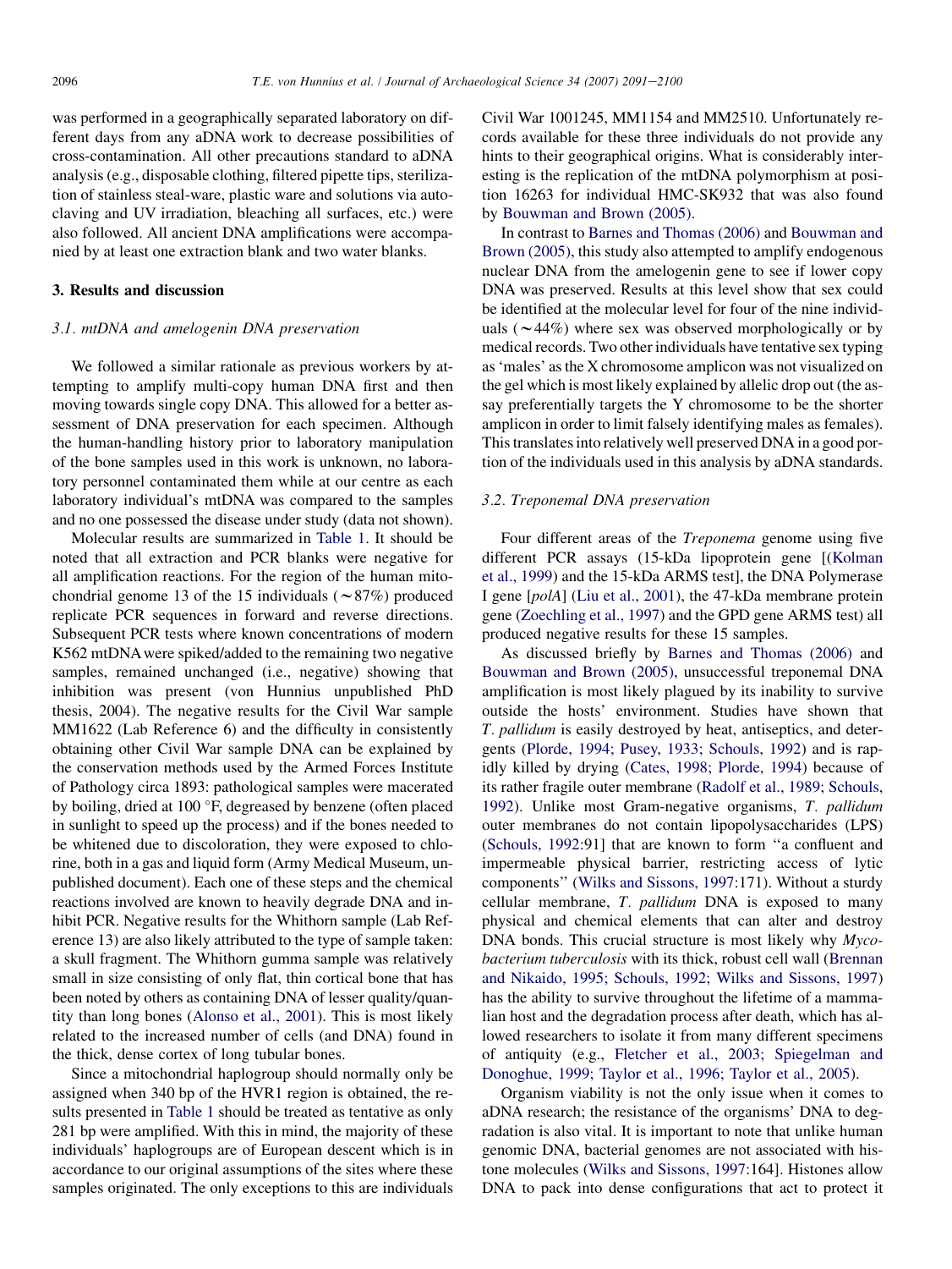was performed in a geographically separated laboratory on different days from any aDNA work to decrease possibilities of cross-contamination. All other precautions standard to aDNA analysis (e.g., disposable clothing, filtered pipette tips, sterilization of stainless steal-ware, plastic ware and solutions via autoclaving and UV irradiation, bleaching all surfaces, etc.) were also followed. All ancient DNA amplifications were accompanied by at least one extraction blank and two water blanks.

## 3. Results and discussion

### 3.1. mtDNA and amelogenin DNA preservation

We followed a similar rationale as previous workers by attempting to amplify multi-copy human DNA first and then moving towards single copy DNA. This allowed for a better assessment of DNA preservation for each specimen. Although the human-handling history prior to laboratory manipulation of the bone samples used in this work is unknown, no laboratory personnel contaminated them while at our centre as each laboratory individual's mtDNA was compared to the samples and no one possessed the disease under study (data not shown).

Molecular results are summarized in Table 1. It should be noted that all extraction and PCR blanks were negative for all amplification reactions. For the region of the human mitochondrial genome 13 of the 15 individuals (~87%) produced replicate PCR sequences in forward and reverse directions. Subsequent PCR tests where known concentrations of modern K562 mtDNA were spiked/added to the remaining two negative samples, remained unchanged (i.e., negative) showing that inhibition was present (von Hunnius unpublished PhD thesis, 2004). The negative results for the Civil War sample MM1622 (Lab Reference 6) and the difficulty in consistently obtaining other Civil War sample DNA can be explained by the conservation methods used by the Armed Forces Institute of Pathology circa 1893: pathological samples were macerated by boiling, dried at 100 °F, degreased by benzene (often placed in sunlight to speed up the process) and if the bones needed to be whitened due to discoloration, they were exposed to chlorine, both in a gas and liquid form (Army Medical Museum, unpublished document). Each one of these steps and the chemical reactions involved are known to heavily degrade DNA and inhibit PCR. Negative results for the Whithorn sample (Lab Reference 13) are also likely attributed to the type of sample taken: a skull fragment. The Whithorn gumma sample was relatively small in size consisting of only flat, thin cortical bone that has been noted by others as containing DNA of lesser quality/quantity than long bones (Alonso et al., 2001). This is most likely related to the increased number of cells (and DNA) found in the thick, dense cortex of long tubular bones.

Since a mitochondrial haplogroup should normally only be assigned when 340 bp of the HVR1 region is obtained, the results presented in Table 1 should be treated as tentative as only 281 bp were amplified. With this in mind, the majority of these individuals' haplogroups are of European descent which is in accordance to our original assumptions of the sites where these samples originated. The only exceptions to this are individuals Civil War 1001245, MM1154 and MM2510. Unfortunately records available for these three individuals do not provide any hints to their geographical origins. What is considerably interesting is the replication of the mtDNA polymorphism at position 16263 for individual HMC-SK932 that was also found by Bouwman and Brown (2005).

In contrast to Barnes and Thomas (2006) and Bouwman and Brown (2005), this study also attempted to amplify endogenous nuclear DNA from the amelogenin gene to see if lower copy DNA was preserved. Results at this level show that sex could be identified at the molecular level for four of the nine individuals (~44%) where sex was observed morphologically or by medical records. Two other individuals have tentative sex typing as 'males' as the X chromosome amplicon was not visualized on the gel which is most likely explained by allelic drop out (the assay preferentially targets the Y chromosome to be the shorter amplicon in order to limit falsely identifying males as females). This translates into relatively well preserved DNA in a good portion of the individuals used in this analysis by aDNA standards.

### 3.2. Treponemal DNA preservation

Four different areas of the *Treponema* genome using five different PCR assays (15-kDa lipoprotein gene [(Kolman et al., 1999) and the 15-kDa ARMS test], the DNA Polymerase I gene [*polA*] (Liu et al., 2001), the 47-kDa membrane protein gene (Zoechling et al., 1997) and the GPD gene ARMS test) all produced negative results for these 15 samples.

As discussed briefly by Barnes and Thomas (2006) and Bouwman and Brown (2005), unsuccessful treponemal DNA amplification is most likely plagued by its inability to survive outside the hosts' environment. Studies have shown that *T. pallidum* is easily destroyed by heat, antiseptics, and detergents (Plorde, 1994; Pusey, 1933; Schouls, 1992) and is rapidly killed by drying (Cates, 1998; Plorde, 1994) because of its rather fragile outer membrane (Radolf et al., 1989; Schouls, 1992). Unlike most Gram-negative organisms, *T. pallidum* outer membranes do not contain lipopolysaccharides (LPS) (Schouls, 1992:91) that are known to form "a confluent and impermeable physical barrier, restricting access of lytic components" (Wilks and Sissons, 1997:171). Without a sturdy cellular membrane, *T. pallidum* DNA is exposed to many physical and chemical elements that can alter and destroy DNA bonds. This crucial structure is most likely why *Mycobacterium tuberculosis* with its thick, robust cell wall (Brennan and Nikaido, 1995; Schouls, 1992; Wilks and Sissons, 1997) has the ability to survive throughout the lifetime of a mammalian host and the degradation process after death, which has allowed researchers to isolate it from many different specimens of antiquity (e.g., Fletcher et al., 2003; Spiegelman and Donoghue, 1999; Taylor et al., 1996; Taylor et al., 2005).

Organism viability is not the only issue when it comes to aDNA research; the resistance of the organisms' DNA to degradation is also vital. It is important to note that unlike human genomic DNA, bacterial genomes are not associated with histone molecules (Wilks and Sissons, 1997:164]. Histones allow DNA to pack into dense configurations that act to protect it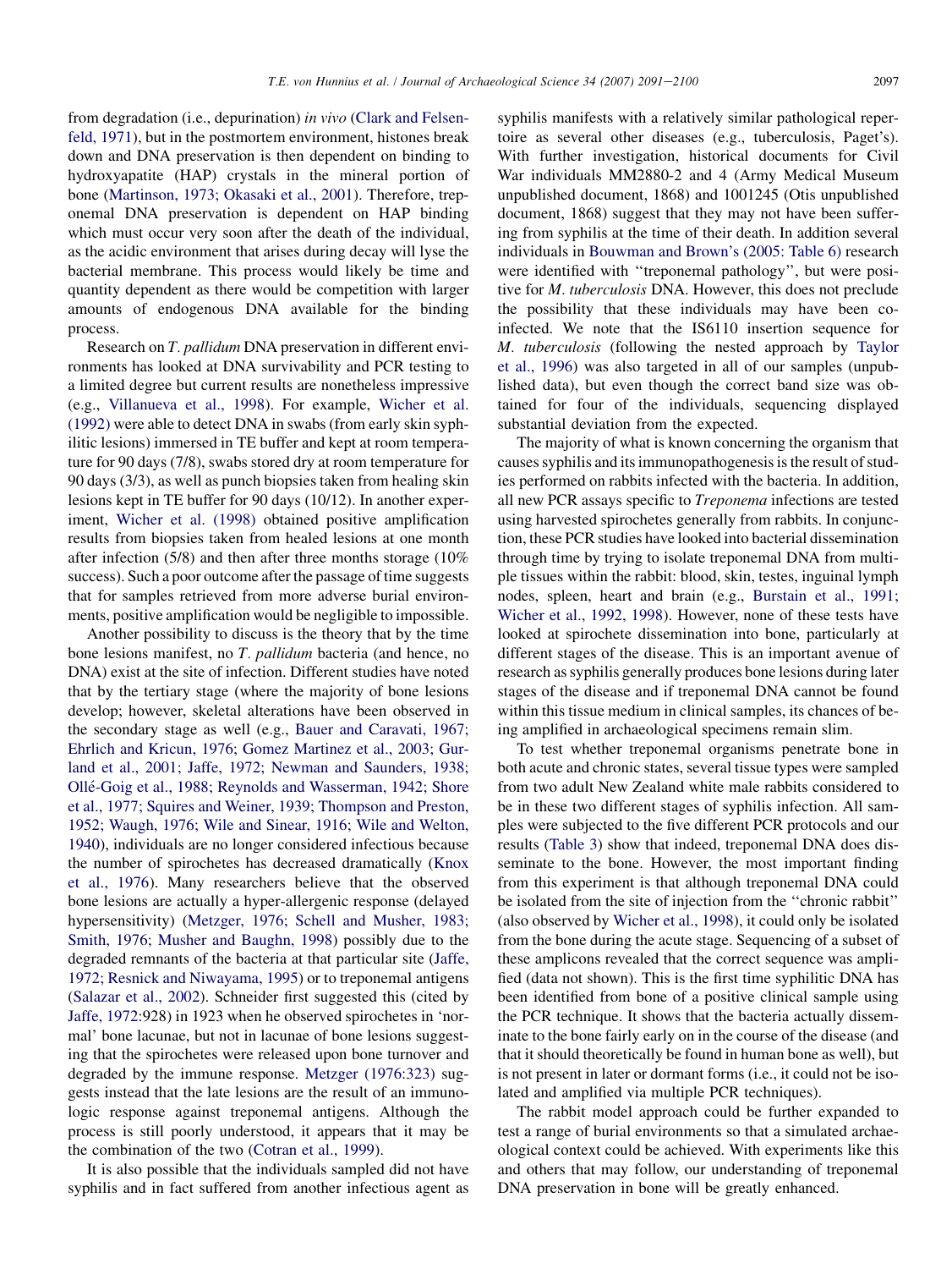from degradation (i.e., depurination) *in vivo* (Clark and Felsenfeld, 1971), but in the postmortem environment, histones break down and DNA preservation is then dependent on binding to hydroxyapatite (HAP) crystals in the mineral portion of bone (Martinson, 1973; Okasaki et al., 2001). Therefore, treponemal DNA preservation is dependent on HAP binding which must occur very soon after the death of the individual, as the acidic environment that arises during decay will lyse the bacterial membrane. This process would likely be time and quantity dependent as there would be competition with larger amounts of endogenous DNA available for the binding process.

Research on *T. pallidum* DNA preservation in different environments has looked at DNA survivability and PCR testing to a limited degree but current results are nonetheless impressive (e.g., Villanueva et al., 1998). For example, Wicher et al. (1992) were able to detect DNA in swabs (from early skin syphilitic lesions) immersed in TE buffer and kept at room temperature for 90 days (7/8), swabs stored dry at room temperature for 90 days (3/3), as well as punch biopsies taken from healing skin lesions kept in TE buffer for 90 days (10/12). In another experiment, Wicher et al. (1998) obtained positive amplification results from biopsies taken from healed lesions at one month after infection (5/8) and then after three months storage (10% success). Such a poor outcome after the passage of time suggests that for samples retrieved from more adverse burial environments, positive amplification would be negligible to impossible.

Another possibility to discuss is the theory that by the time bone lesions manifest, no *T. pallidum* bacteria (and hence, no DNA) exist at the site of infection. Different studies have noted that by the tertiary stage (where the majority of bone lesions develop; however, skeletal alterations have been observed in the secondary stage as well (e.g., Bauer and Caravati, 1967; Ehrlich and Kricun, 1976; Gomez Martinez et al., 2003; Gurland et al., 2001; Jaffe, 1972; Newman and Saunders, 1938; Ollé-Goig et al., 1988; Reynolds and Wasserman, 1942; Shore et al., 1977; Squires and Weiner, 1939; Thompson and Preston, 1952; Waugh, 1976; Wile and Sinear, 1916; Wile and Welton, 1940), individuals are no longer considered infectious because the number of spirochetes has decreased dramatically (Knox et al., 1976). Many researchers believe that the observed bone lesions are actually a hyper-allergenic response (delayed hypersensitivity) (Metzger, 1976; Schell and Musher, 1983; Smith, 1976; Musher and Baughn, 1998) possibly due to the degraded remnants of the bacteria at that particular site (Jaffe, 1972; Resnick and Niwayama, 1995) or to treponemal antigens (Salazar et al., 2002). Schneider first suggested this (cited by Jaffe, 1972:928) in 1923 when he observed spirochetes in 'normal' bone lacunae, but not in lacunae of bone lesions suggesting that the spirochetes were released upon bone turnover and degraded by the immune response. Metzger (1976:323) suggests instead that the late lesions are the result of an immunologic response against treponemal antigens. Although the process is still poorly understood, it appears that it may be the combination of the two (Cotran et al., 1999).

It is also possible that the individuals sampled did not have syphilis and in fact suffered from another infectious agent as syphilis manifests with a relatively similar pathological repertoire as several other diseases (e.g., tuberculosis, Paget's). With further investigation, historical documents for Civil War individuals MM2880-2 and 4 (Army Medical Museum unpublished document, 1868) and 1001245 (Otis unpublished document, 1868) suggest that they may not have been suffering from syphilis at the time of their death. In addition several individuals in Bouwman and Brown's (2005: Table 6) research were identified with "treponemal pathology", but were positive for *M. tuberculosis* DNA. However, this does not preclude the possibility that these individuals may have been co-infected. We note that the IS6110 insertion sequence for *M. tuberculosis* (following the nested approach by Taylor et al., 1996) was also targeted in all of our samples (unpublished data), but even though the correct band size was obtained for four of the individuals, sequencing displayed substantial deviation from the expected.

The majority of what is known concerning the organism that causes syphilis and its immunopathogenesis is the result of studies performed on rabbits infected with the bacteria. In addition, all new PCR assays specific to *Treponema* infections are tested using harvested spirochetes generally from rabbits. In conjunction, these PCR studies have looked into bacterial dissemination through time by trying to isolate treponemal DNA from multiple tissues within the rabbit: blood, skin, testes, inguinal lymph nodes, spleen, heart and brain (e.g., Burstain et al., 1991; Wicher et al., 1992, 1998). However, none of these tests have looked at spirochete dissemination into bone, particularly at different stages of the disease. This is an important avenue of research as syphilis generally produces bone lesions during later stages of the disease and if treponemal DNA cannot be found within this tissue medium in clinical samples, its chances of being amplified in archaeological specimens remain slim.

To test whether treponemal organisms penetrate bone in both acute and chronic states, several tissue types were sampled from two adult New Zealand white male rabbits considered to be in these two different stages of syphilis infection. All samples were subjected to the five different PCR protocols and our results (Table 3) show that indeed, treponemal DNA does disseminate to the bone. However, the most important finding from this experiment is that although treponemal DNA could be isolated from the site of injection from the "chronic rabbit" (also observed by Wicher et al., 1998), it could only be isolated from the bone during the acute stage. Sequencing of a subset of these amplicons revealed that the correct sequence was amplified (data not shown). This is the first time syphilitic DNA has been identified from bone of a positive clinical sample using the PCR technique. It shows that the bacteria actually disseminate to the bone fairly early on in the course of the disease (and that it should theoretically be found in human bone as well), but is not present in later or dormant forms (i.e., it could not be isolated and amplified via multiple PCR techniques).

The rabbit model approach could be further expanded to test a range of burial environments so that a simulated archaeological context could be achieved. With experiments like this and others that may follow, our understanding of treponemal DNA preservation in bone will be greatly enhanced.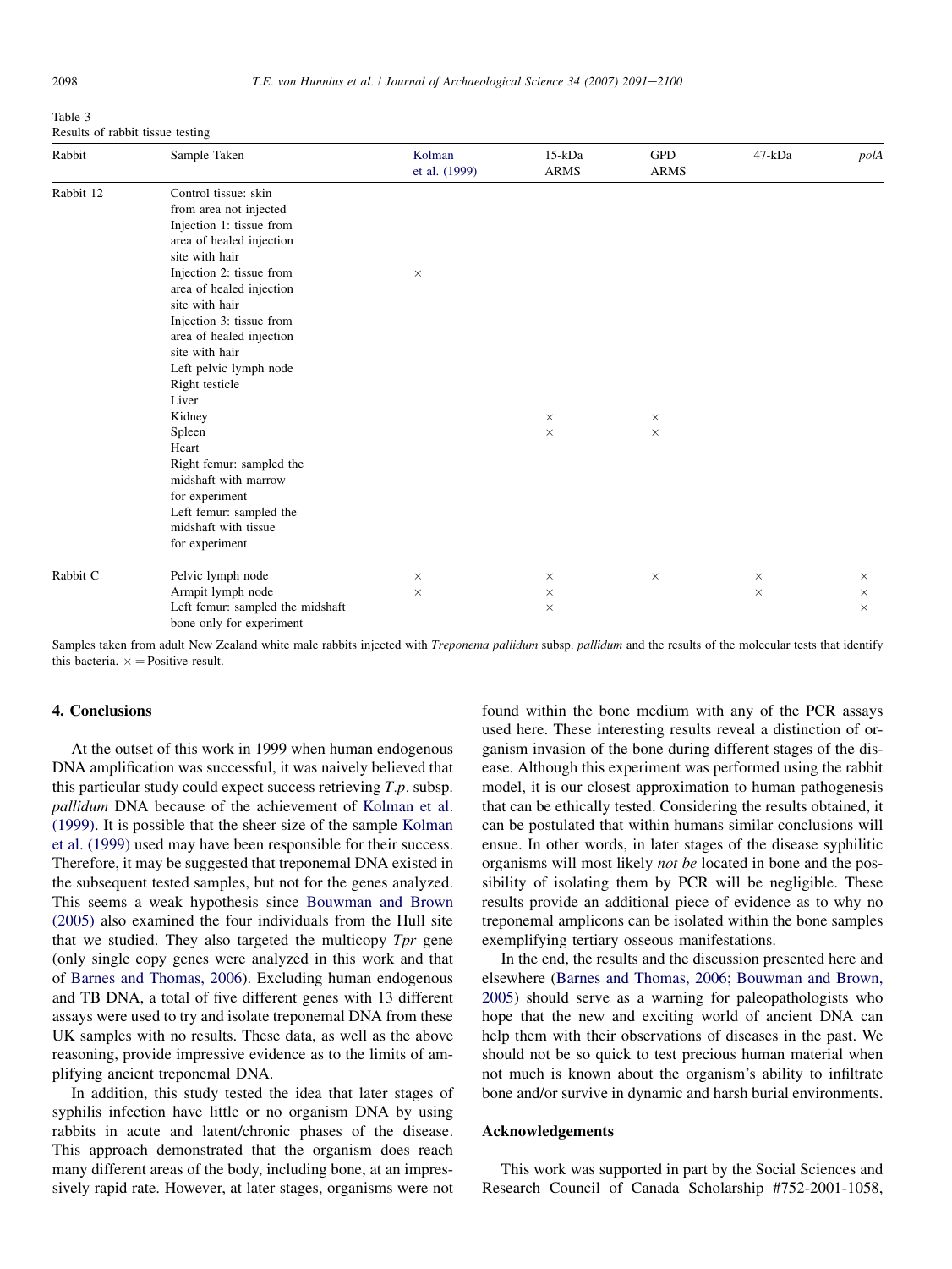Table 3
Results of rabbit tissue testing

| Rabbit | Sample Taken | Kolman et al. (1999) | 15-kDa ARMS | GPD ARMS | 47-kDa | *polA* |
|---|---|---|---|---|---|---|
| Rabbit 12 | Control tissue: skin from area not injected | | | | | |
| | Injection 1: tissue from area of healed injection site with hair | | | | | |
| | Injection 2: tissue from area of healed injection site with hair | × | | | | |
| | Injection 3: tissue from area of healed injection site with hair | | | | | |
| | Left pelvic lymph node | | | | | |
| | Right testicle | | | | | |
| | Liver | | | | | |
| | Kidney | | × | × | | |
| | Spleen | | × | × | | |
| | Heart | | | | | |
| | Right femur: sampled the midshaft with marrow for experiment | | | | | |
| | Left femur: sampled the midshaft with tissue for experiment | | | | | |
| Rabbit C | Pelvic lymph node | × | × | × | × | × |
| | Armpit lymph node | × | × | | × | × |
| | Left femur: sampled the midshaft bone only for experiment | | × | | | × |

Samples taken from adult New Zealand white male rabbits injected with *Treponema pallidum* subsp. *pallidum* and the results of the molecular tests that identify this bacteria. × = Positive result.

## 4. Conclusions

At the outset of this work in 1999 when human endogenous DNA amplification was successful, it was naively believed that this particular study could expect success retrieving *T.p.* subsp. *pallidum* DNA because of the achievement of Kolman et al. (1999). It is possible that the sheer size of the sample Kolman et al. (1999) used may have been responsible for their success. Therefore, it may be suggested that treponemal DNA existed in the subsequent tested samples, but not for the genes analyzed. This seems a weak hypothesis since Bouwman and Brown (2005) also examined the four individuals from the Hull site that we studied. They also targeted the multicopy *Tpr* gene (only single copy genes were analyzed in this work and that of Barnes and Thomas, 2006). Excluding human endogenous and TB DNA, a total of five different genes with 13 different assays were used to try and isolate treponemal DNA from these UK samples with no results. These data, as well as the above reasoning, provide impressive evidence as to the limits of amplifying ancient treponemal DNA.

In addition, this study tested the idea that later stages of syphilis infection have little or no organism DNA by using rabbits in acute and latent/chronic phases of the disease. This approach demonstrated that the organism does reach many different areas of the body, including bone, at an impressively rapid rate. However, at later stages, organisms were not found within the bone medium with any of the PCR assays used here. These interesting results reveal a distinction of organism invasion of the bone during different stages of the disease. Although this experiment was performed using the rabbit model, it is our closest approximation to human pathogenesis that can be ethically tested. Considering the results obtained, it can be postulated that within humans similar conclusions will ensue. In other words, in later stages of the disease syphilitic organisms will most likely *not be* located in bone and the possibility of isolating them by PCR will be negligible. These results provide an additional piece of evidence as to why no treponemal amplicons can be isolated within the bone samples exemplifying tertiary osseous manifestations.

In the end, the results and the discussion presented here and elsewhere (Barnes and Thomas, 2006; Bouwman and Brown, 2005) should serve as a warning for paleopathologists who hope that the new and exciting world of ancient DNA can help them with their observations of diseases in the past. We should not be so quick to test precious human material when not much is known about the organism's ability to infiltrate bone and/or survive in dynamic and harsh burial environments.

## Acknowledgements

This work was supported in part by the Social Sciences and Research Council of Canada Scholarship #752-2001-1058,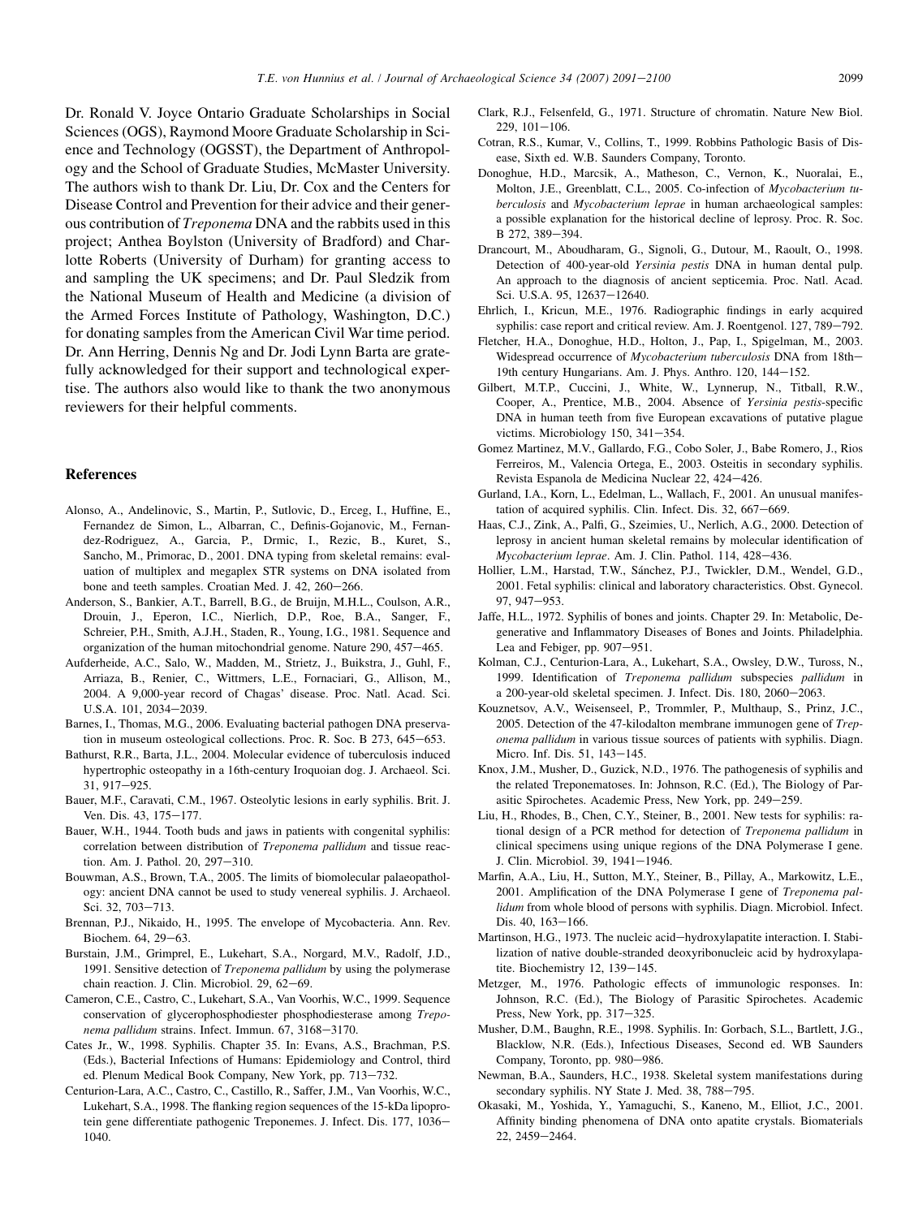Dr. Ronald V. Joyce Ontario Graduate Scholarships in Social Sciences (OGS), Raymond Moore Graduate Scholarship in Science and Technology (OGSST), the Department of Anthropology and the School of Graduate Studies, McMaster University. The authors wish to thank Dr. Liu, Dr. Cox and the Centers for Disease Control and Prevention for their advice and their generous contribution of *Treponema* DNA and the rabbits used in this project; Anthea Boylston (University of Bradford) and Charlotte Roberts (University of Durham) for granting access to and sampling the UK specimens; and Dr. Paul Sledzik from the National Museum of Health and Medicine (a division of the Armed Forces Institute of Pathology, Washington, D.C.) for donating samples from the American Civil War time period. Dr. Ann Herring, Dennis Ng and Dr. Jodi Lynn Barta are gratefully acknowledged for their support and technological expertise. The authors also would like to thank the two anonymous reviewers for their helpful comments.

## References

Alonso, A., Andelinovic, S., Martin, P., Sutlovic, D., Erceg, I., Huffine, E., Fernandez de Simon, L., Albarran, C., Definis-Gojanovic, M., Fernandez-Rodriguez, A., Garcia, P., Drmic, I., Rezic, B., Kuret, S., Sancho, M., Primorac, D., 2001. DNA typing from skeletal remains: evaluation of multiplex and megaplex STR systems on DNA isolated from bone and teeth samples. Croatian Med. J. 42, 260–266.

Anderson, S., Bankier, A.T., Barrell, B.G., de Bruijn, M.H.L., Coulson, A.R., Drouin, J., Eperon, I.C., Nierlich, D.P., Roe, B.A., Sanger, F., Schreier, P.H., Smith, A.J.H., Staden, R., Young, I.G., 1981. Sequence and organization of the human mitochondrial genome. Nature 290, 457–465.

Aufderheide, A.C., Salo, W., Madden, M., Strietz, J., Buikstra, J., Guhl, F., Arriaza, B., Renier, C., Wittmers, L.E., Fornaciari, G., Allison, M., 2004. A 9,000-year record of Chagas' disease. Proc. Natl. Acad. Sci. U.S.A. 101, 2034–2039.

Barnes, I., Thomas, M.G., 2006. Evaluating bacterial pathogen DNA preservation in museum osteological collections. Proc. R. Soc. B 273, 645–653.

Bathurst, R.R., Barta, J.L., 2004. Molecular evidence of tuberculosis induced hypertrophic osteopathy in a 16th-century Iroquoian dog. J. Archaeol. Sci. 31, 917–925.

Bauer, M.F., Caravati, C.M., 1967. Osteolytic lesions in early syphilis. Brit. J. Ven. Dis. 43, 175–177.

Bauer, W.H., 1944. Tooth buds and jaws in patients with congenital syphilis: correlation between distribution of *Treponema pallidum* and tissue reaction. Am. J. Pathol. 20, 297–310.

Bouwman, A.S., Brown, T.A., 2005. The limits of biomolecular palaeopathology: ancient DNA cannot be used to study venereal syphilis. J. Archaeol. Sci. 32, 703–713.

Brennan, P.J., Nikaido, H., 1995. The envelope of Mycobacteria. Ann. Rev. Biochem. 64, 29–63.

Burstain, J.M., Grimprel, E., Lukehart, S.A., Norgard, M.V., Radolf, J.D., 1991. Sensitive detection of *Treponema pallidum* by using the polymerase chain reaction. J. Clin. Microbiol. 29, 62–69.

Cameron, C.E., Castro, C., Lukehart, S.A., Van Voorhis, W.C., 1999. Sequence conservation of glycerophosphodiester phosphodiesterase among *Treponema pallidum* strains. Infect. Immun. 67, 3168–3170.

Cates Jr., W., 1998. Syphilis. Chapter 35. In: Evans, A.S., Brachman, P.S. (Eds.), Bacterial Infections of Humans: Epidemiology and Control, third ed. Plenum Medical Book Company, New York, pp. 713–732.

Centurion-Lara, A.C., Castro, C., Castillo, R., Saffer, J.M., Van Voorhis, W.C., Lukehart, S.A., 1998. The flanking region sequences of the 15-kDa lipoprotein gene differentiate pathogenic Treponemes. J. Infect. Dis. 177, 1036–1040.

Clark, R.J., Felsenfeld, G., 1971. Structure of chromatin. Nature New Biol. 229, 101–106.

Cotran, R.S., Kumar, V., Collins, T., 1999. Robbins Pathologic Basis of Disease, Sixth ed. W.B. Saunders Company, Toronto.

Donoghue, H.D., Marcsik, A., Matheson, C., Vernon, K., Nuoralai, E., Molton, J.E., Greenblatt, C.L., 2005. Co-infection of *Mycobacterium tuberculosis* and *Mycobacterium leprae* in human archaeological samples: a possible explanation for the historical decline of leprosy. Proc. R. Soc. B 272, 389–394.

Drancourt, M., Aboudharam, G., Signoli, G., Dutour, M., Raoult, O., 1998. Detection of 400-year-old *Yersinia pestis* DNA in human dental pulp. An approach to the diagnosis of ancient septicemia. Proc. Natl. Acad. Sci. U.S.A. 95, 12637–12640.

Ehrlich, I., Kricun, M.E., 1976. Radiographic findings in early acquired syphilis: case report and critical review. Am. J. Roentgenol. 127, 789–792.

Fletcher, H.A., Donoghue, H.D., Holton, J., Pap, I., Spigelman, M., 2003. Widespread occurrence of *Mycobacterium tuberculosis* DNA from 18th–19th century Hungarians. Am. J. Phys. Anthro. 120, 144–152.

Gilbert, M.T.P., Cuccini, J., White, W., Lynnerup, N., Titball, R.W., Cooper, A., Prentice, M.B., 2004. Absence of *Yersinia pestis*-specific DNA in human teeth from five European excavations of putative plague victims. Microbiology 150, 341–354.

Gomez Martinez, M.V., Gallardo, F.G., Cobo Soler, J., Babe Romero, J., Rios Ferreiros, M., Valencia Ortega, E., 2003. Osteitis in secondary syphilis. Revista Espanola de Medicina Nuclear 22, 424–426.

Gurland, I.A., Korn, L., Edelman, L., Wallach, F., 2001. An unusual manifestation of acquired syphilis. Clin. Infect. Dis. 32, 667–669.

Haas, C.J., Zink, A., Palfi, G., Szeimies, U., Nerlich, A.G., 2000. Detection of leprosy in ancient human skeletal remains by molecular identification of *Mycobacterium leprae*. Am. J. Clin. Pathol. 114, 428–436.

Hollier, L.M., Harstad, T.W., Sánchez, P.J., Twickler, D.M., Wendel, G.D., 2001. Fetal syphilis: clinical and laboratory characteristics. Obst. Gynecol. 97, 947–953.

Jaffe, H.L., 1972. Syphilis of bones and joints. Chapter 29. In: Metabolic, Degenerative and Inflammatory Diseases of Bones and Joints. Philadelphia. Lea and Febiger, pp. 907–951.

Kolman, C.J., Centurion-Lara, A., Lukehart, S.A., Owsley, D.W., Tuross, N., 1999. Identification of *Treponema pallidum* subspecies *pallidum* in a 200-year-old skeletal specimen. J. Infect. Dis. 180, 2060–2063.

Kouznetsov, A.V., Weisenseel, P., Trommler, P., Multhaup, S., Prinz, J.C., 2005. Detection of the 47-kilodalton membrane immunogen gene of *Treponema pallidum* in various tissue sources of patients with syphilis. Diagn. Micro. Inf. Dis. 51, 143–145.

Knox, J.M., Musher, D., Guzick, N.D., 1976. The pathogenesis of syphilis and the related Treponematoses. In: Johnson, R.C. (Ed.), The Biology of Parasitic Spirochetes. Academic Press, New York, pp. 249–259.

Liu, H., Rhodes, B., Chen, C.Y., Steiner, B., 2001. New tests for syphilis: rational design of a PCR method for detection of *Treponema pallidum* in clinical specimens using unique regions of the DNA Polymerase I gene. J. Clin. Microbiol. 39, 1941–1946.

Marfin, A.A., Liu, H., Sutton, M.Y., Steiner, B., Pillay, A., Markowitz, L.E., 2001. Amplification of the DNA Polymerase I gene of *Treponema pallidum* from whole blood of persons with syphilis. Diagn. Microbiol. Infect. Dis. 40, 163–166.

Martinson, H.G., 1973. The nucleic acid–hydroxylapatite interaction. I. Stabilization of native double-stranded deoxyribonucleic acid by hydroxylapatite. Biochemistry 12, 139–145.

Metzger, M., 1976. Pathologic effects of immunologic responses. In: Johnson, R.C. (Ed.), The Biology of Parasitic Spirochetes. Academic Press, New York, pp. 317–325.

Musher, D.M., Baughn, R.E., 1998. Syphilis. In: Gorbach, S.L., Bartlett, J.G., Blacklow, N.R. (Eds.), Infectious Diseases, Second ed. WB Saunders Company, Toronto, pp. 980–986.

Newman, B.A., Saunders, H.C., 1938. Skeletal system manifestations during secondary syphilis. NY State J. Med. 38, 788–795.

Okasaki, M., Yoshida, Y., Yamaguchi, S., Kaneno, M., Elliot, J.C., 2001. Affinity binding phenomena of DNA onto apatite crystals. Biomaterials 22, 2459–2464.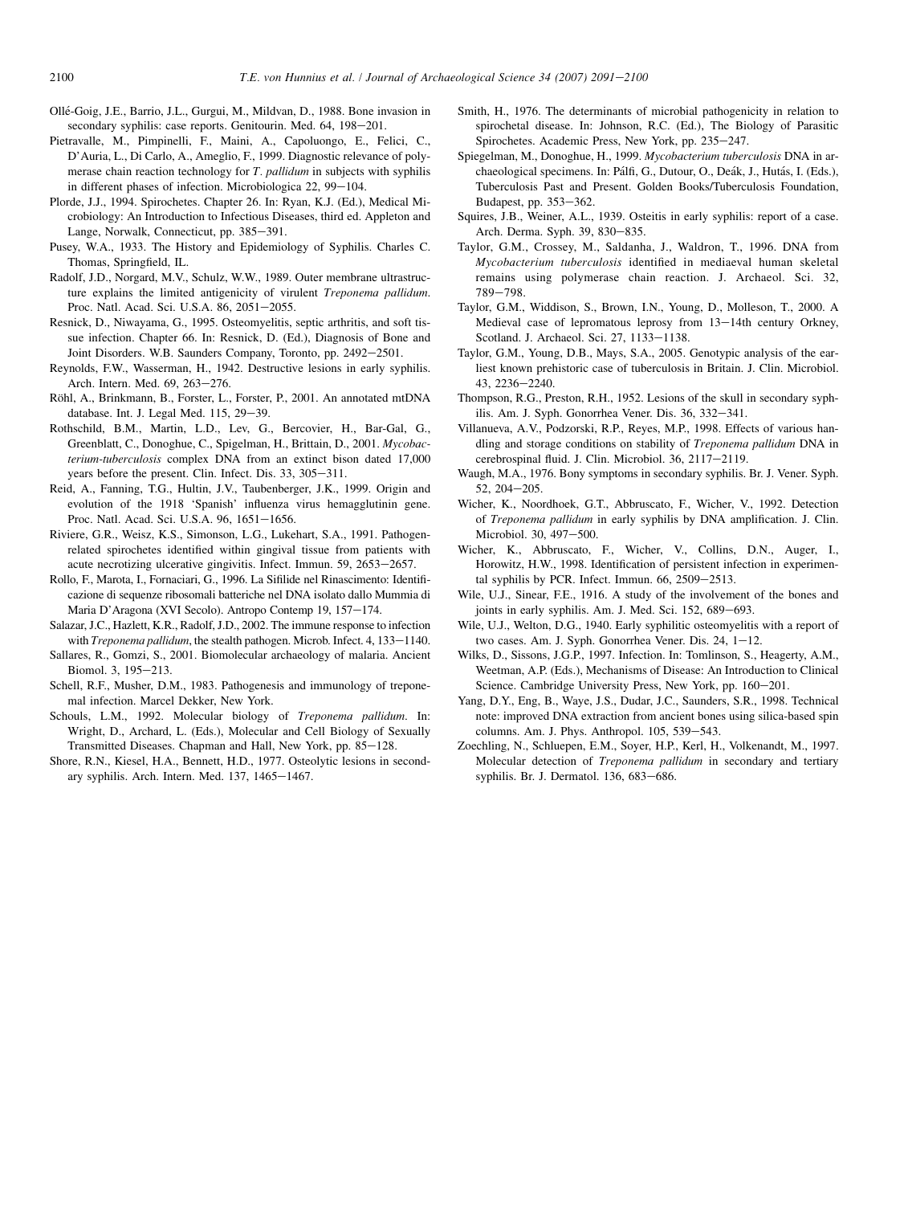Ollé-Goig, J.E., Barrio, J.L., Gurgui, M., Mildvan, D., 1988. Bone invasion in secondary syphilis: case reports. Genitourin. Med. 64, 198–201.

Pietravalle, M., Pimpinelli, F., Maini, A., Capoluongo, E., Felici, C., D'Auria, L., Di Carlo, A., Ameglio, F., 1999. Diagnostic relevance of polymerase chain reaction technology for *T. pallidum* in subjects with syphilis in different phases of infection. Microbiologica 22, 99–104.

Plorde, J.J., 1994. Spirochetes. Chapter 26. In: Ryan, K.J. (Ed.), Medical Microbiology: An Introduction to Infectious Diseases, third ed. Appleton and Lange, Norwalk, Connecticut, pp. 385–391.

Pusey, W.A., 1933. The History and Epidemiology of Syphilis. Charles C. Thomas, Springfield, IL.

Radolf, J.D., Norgard, M.V., Schulz, W.W., 1989. Outer membrane ultrastructure explains the limited antigenicity of virulent *Treponema pallidum*. Proc. Natl. Acad. Sci. U.S.A. 86, 2051–2055.

Resnick, D., Niwayama, G., 1995. Osteomyelitis, septic arthritis, and soft tissue infection. Chapter 66. In: Resnick, D. (Ed.), Diagnosis of Bone and Joint Disorders. W.B. Saunders Company, Toronto, pp. 2492–2501.

Reynolds, F.W., Wasserman, H., 1942. Destructive lesions in early syphilis. Arch. Intern. Med. 69, 263–276.

Röhl, A., Brinkmann, B., Forster, L., Forster, P., 2001. An annotated mtDNA database. Int. J. Legal Med. 115, 29–39.

Rothschild, B.M., Martin, L.D., Lev, G., Bercovier, H., Bar-Gal, G., Greenblatt, C., Donoghue, C., Spigelman, H., Brittain, D., 2001. *Mycobacterium-tuberculosis* complex DNA from an extinct bison dated 17,000 years before the present. Clin. Infect. Dis. 33, 305–311.

Reid, A., Fanning, T.G., Hultin, J.V., Taubenberger, J.K., 1999. Origin and evolution of the 1918 'Spanish' influenza virus hemagglutinin gene. Proc. Natl. Acad. Sci. U.S.A. 96, 1651–1656.

Riviere, G.R., Weisz, K.S., Simonson, L.G., Lukehart, S.A., 1991. Pathogen-related spirochetes identified within gingival tissue from patients with acute necrotizing ulcerative gingivitis. Infect. Immun. 59, 2653–2657.

Rollo, F., Marota, I., Fornaciari, G., 1996. La Sifilide nel Rinascimento: Identificazione di sequenze ribosomali batteriche nel DNA isolato dallo Mummia di Maria D'Aragona (XVI Secolo). Antropo Contemp 19, 157–174.

Salazar, J.C., Hazlett, K.R., Radolf, J.D., 2002. The immune response to infection with *Treponema pallidum*, the stealth pathogen. Microb. Infect. 4, 133–1140.

Sallares, R., Gomzi, S., 2001. Biomolecular archaeology of malaria. Ancient Biomol. 3, 195–213.

Schell, R.F., Musher, D.M., 1983. Pathogenesis and immunology of treponemal infection. Marcel Dekker, New York.

Schouls, L.M., 1992. Molecular biology of *Treponema pallidum*. In: Wright, D., Archard, L. (Eds.), Molecular and Cell Biology of Sexually Transmitted Diseases. Chapman and Hall, New York, pp. 85–128.

Shore, R.N., Kiesel, H.A., Bennett, H.D., 1977. Osteolytic lesions in secondary syphilis. Arch. Intern. Med. 137, 1465–1467.

Smith, H., 1976. The determinants of microbial pathogenicity in relation to spirochetal disease. In: Johnson, R.C. (Ed.), The Biology of Parasitic Spirochetes. Academic Press, New York, pp. 235–247.

Spiegelman, M., Donoghue, H., 1999. *Mycobacterium tuberculosis* DNA in archaeological specimens. In: Pálfi, G., Dutour, O., Deák, J., Hutás, I. (Eds.), Tuberculosis Past and Present. Golden Books/Tuberculosis Foundation, Budapest, pp. 353–362.

Squires, J.B., Weiner, A.L., 1939. Osteitis in early syphilis: report of a case. Arch. Derma. Syph. 39, 830–835.

Taylor, G.M., Crossey, M., Saldanha, J., Waldron, T., 1996. DNA from *Mycobacterium tuberculosis* identified in mediaeval human skeletal remains using polymerase chain reaction. J. Archaeol. Sci. 32, 789–798.

Taylor, G.M., Widdison, S., Brown, I.N., Young, D., Molleson, T., 2000. A Medieval case of lepromatous leprosy from 13–14th century Orkney, Scotland. J. Archaeol. Sci. 27, 1133–1138.

Taylor, G.M., Young, D.B., Mays, S.A., 2005. Genotypic analysis of the earliest known prehistoric case of tuberculosis in Britain. J. Clin. Microbiol. 43, 2236–2240.

Thompson, R.G., Preston, R.H., 1952. Lesions of the skull in secondary syphilis. Am. J. Syph. Gonorrhea Vener. Dis. 36, 332–341.

Villanueva, A.V., Podzorski, R.P., Reyes, M.P., 1998. Effects of various handling and storage conditions on stability of *Treponema pallidum* DNA in cerebrospinal fluid. J. Clin. Microbiol. 36, 2117–2119.

Waugh, M.A., 1976. Bony symptoms in secondary syphilis. Br. J. Vener. Syph. 52, 204–205.

Wicher, K., Noordhoek, G.T., Abbruscato, F., Wicher, V., 1992. Detection of *Treponema pallidum* in early syphilis by DNA amplification. J. Clin. Microbiol. 30, 497–500.

Wicher, K., Abbruscato, F., Wicher, V., Collins, D.N., Auger, I., Horowitz, H.W., 1998. Identification of persistent infection in experimental syphilis by PCR. Infect. Immun. 66, 2509–2513.

Wile, U.J., Sinear, F.E., 1916. A study of the involvement of the bones and joints in early syphilis. Am. J. Med. Sci. 152, 689–693.

Wile, U.J., Welton, D.G., 1940. Early syphilitic osteomyelitis with a report of two cases. Am. J. Syph. Gonorrhea Vener. Dis. 24, 1–12.

Wilks, D., Sissons, J.G.P., 1997. Infection. In: Tomlinson, S., Heagerty, A.M., Weetman, A.P. (Eds.), Mechanisms of Disease: An Introduction to Clinical Science. Cambridge University Press, New York, pp. 160–201.

Yang, D.Y., Eng, B., Waye, J.S., Dudar, J.C., Saunders, S.R., 1998. Technical note: improved DNA extraction from ancient bones using silica-based spin columns. Am. J. Phys. Anthropol. 105, 539–543.

Zoechling, N., Schluepen, E.M., Soyer, H.P., Kerl, H., Volkenandt, M., 1997. Molecular detection of *Treponema pallidum* in secondary and tertiary syphilis. Br. J. Dermatol. 136, 683–686.